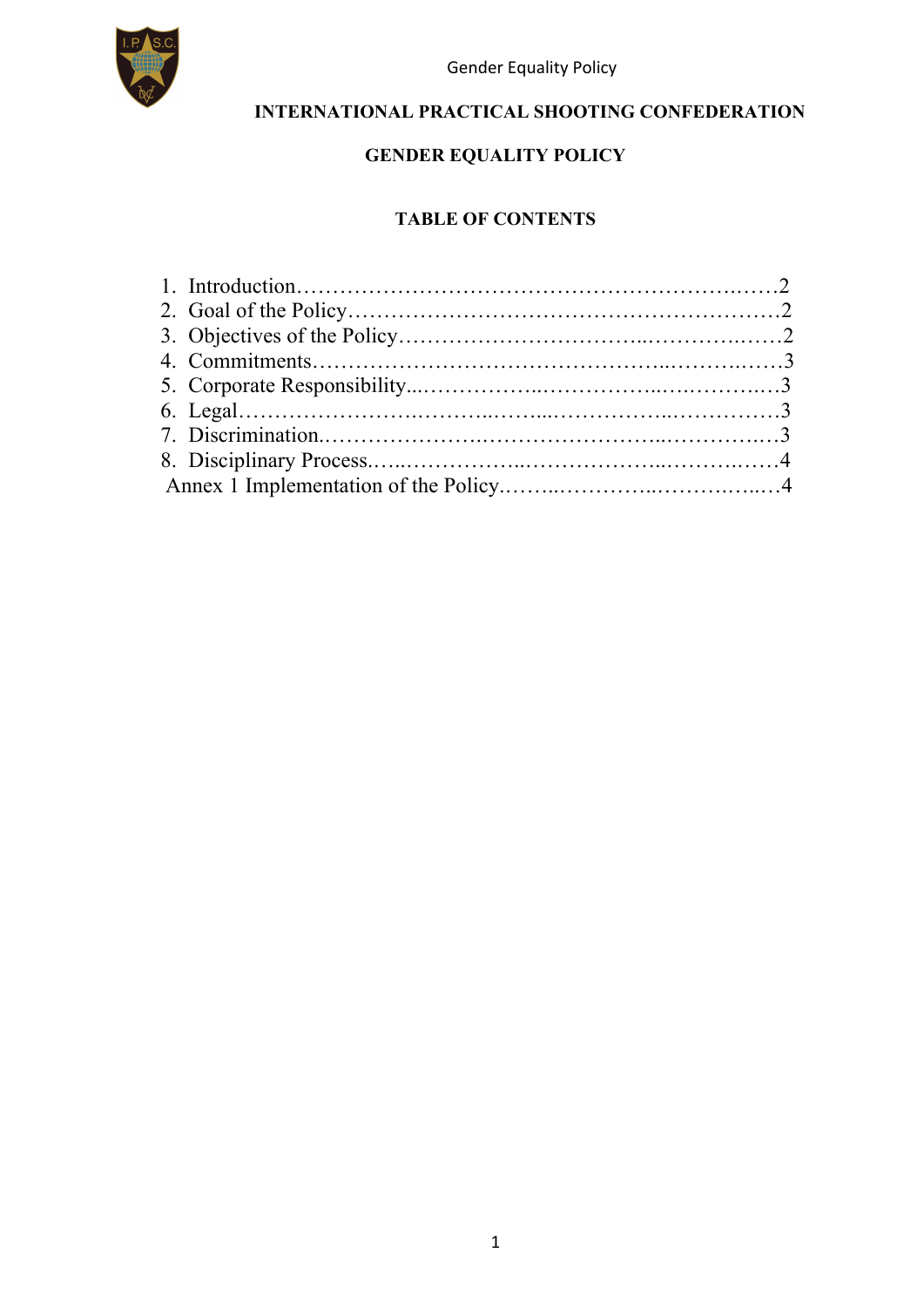# INTERNATIONAL PRACTICAL SHOOTING CONFEDERATION

## GENDER EQUALITY POLICY

### TABLE OF CONTENTS

1. Introduction……………………………………………………….……2
2. Goal of the Policy……………………………………………………2
3. Objectives of the Policy……………………………...…………..……2
4. Commitments…………………………………………..………..……3
5. Corporate Responsibility...……………..……………..….………..…3
6. Legal……………………..………..……....……………...……………3
7. Discrimination.…………………..……………………...…………..…3
8. Disciplinary Process.…...……………..………………...……….……4

Annex 1 Implementation of the Policy.……...…………...……….…...…4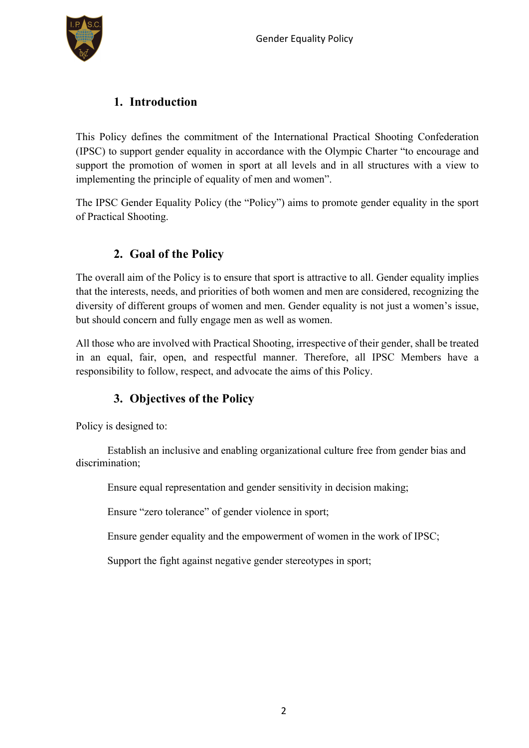## 1. Introduction

This Policy defines the commitment of the International Practical Shooting Confederation (IPSC) to support gender equality in accordance with the Olympic Charter "to encourage and support the promotion of women in sport at all levels and in all structures with a view to implementing the principle of equality of men and women".

The IPSC Gender Equality Policy (the "Policy") aims to promote gender equality in the sport of Practical Shooting.

## 2. Goal of the Policy

The overall aim of the Policy is to ensure that sport is attractive to all. Gender equality implies that the interests, needs, and priorities of both women and men are considered, recognizing the diversity of different groups of women and men. Gender equality is not just a women's issue, but should concern and fully engage men as well as women.

All those who are involved with Practical Shooting, irrespective of their gender, shall be treated in an equal, fair, open, and respectful manner. Therefore, all IPSC Members have a responsibility to follow, respect, and advocate the aims of this Policy.

## 3. Objectives of the Policy

Policy is designed to:

Establish an inclusive and enabling organizational culture free from gender bias and discrimination;

Ensure equal representation and gender sensitivity in decision making;

Ensure "zero tolerance" of gender violence in sport;

Ensure gender equality and the empowerment of women in the work of IPSC;

Support the fight against negative gender stereotypes in sport;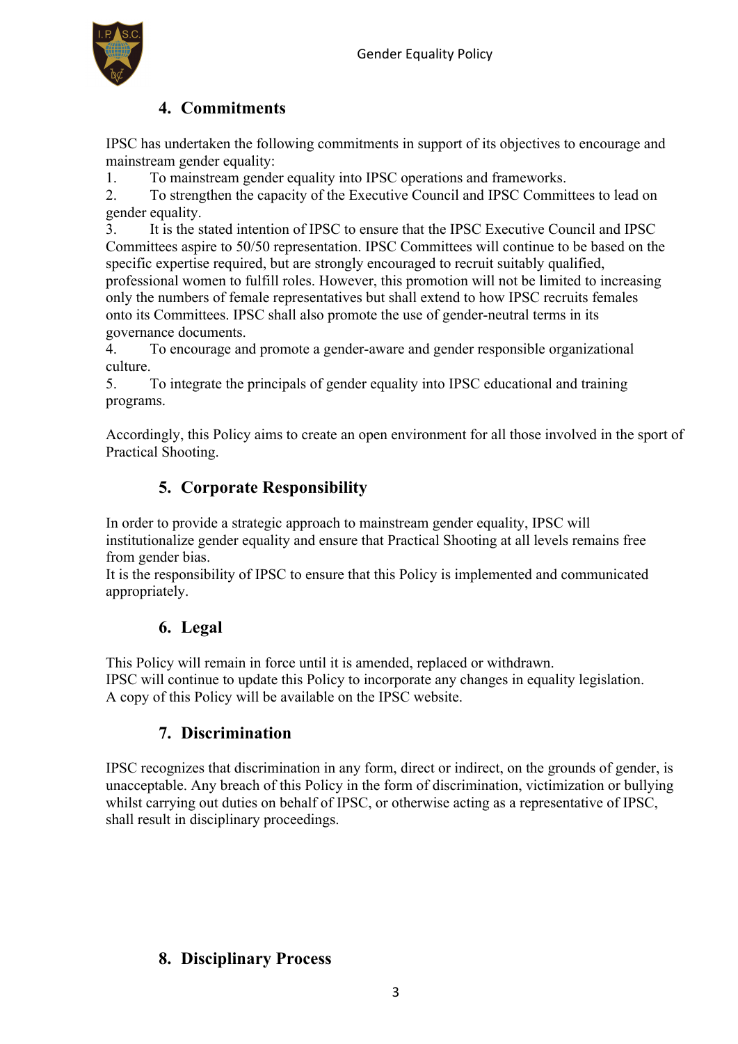## 4. Commitments

IPSC has undertaken the following commitments in support of its objectives to encourage and mainstream gender equality:

1. To mainstream gender equality into IPSC operations and frameworks.
2. To strengthen the capacity of the Executive Council and IPSC Committees to lead on gender equality.
3. It is the stated intention of IPSC to ensure that the IPSC Executive Council and IPSC Committees aspire to 50/50 representation. IPSC Committees will continue to be based on the specific expertise required, but are strongly encouraged to recruit suitably qualified, professional women to fulfill roles. However, this promotion will not be limited to increasing only the numbers of female representatives but shall extend to how IPSC recruits females onto its Committees. IPSC shall also promote the use of gender-neutral terms in its governance documents.
4. To encourage and promote a gender-aware and gender responsible organizational culture.
5. To integrate the principals of gender equality into IPSC educational and training programs.

Accordingly, this Policy aims to create an open environment for all those involved in the sport of Practical Shooting.

## 5. Corporate Responsibility

In order to provide a strategic approach to mainstream gender equality, IPSC will institutionalize gender equality and ensure that Practical Shooting at all levels remains free from gender bias.
It is the responsibility of IPSC to ensure that this Policy is implemented and communicated appropriately.

## 6. Legal

This Policy will remain in force until it is amended, replaced or withdrawn.
IPSC will continue to update this Policy to incorporate any changes in equality legislation.
A copy of this Policy will be available on the IPSC website.

## 7. Discrimination

IPSC recognizes that discrimination in any form, direct or indirect, on the grounds of gender, is unacceptable. Any breach of this Policy in the form of discrimination, victimization or bullying whilst carrying out duties on behalf of IPSC, or otherwise acting as a representative of IPSC, shall result in disciplinary proceedings.

## 8. Disciplinary Process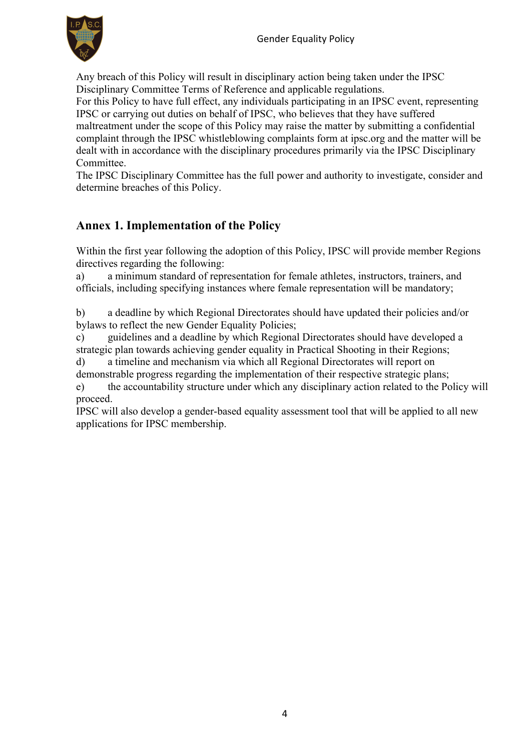Any breach of this Policy will result in disciplinary action being taken under the IPSC Disciplinary Committee Terms of Reference and applicable regulations.
For this Policy to have full effect, any individuals participating in an IPSC event, representing IPSC or carrying out duties on behalf of IPSC, who believes that they have suffered maltreatment under the scope of this Policy may raise the matter by submitting a confidential complaint through the IPSC whistleblowing complaints form at ipsc.org and the matter will be dealt with in accordance with the disciplinary procedures primarily via the IPSC Disciplinary Committee.
The IPSC Disciplinary Committee has the full power and authority to investigate, consider and determine breaches of this Policy.

## Annex 1. Implementation of the Policy

Within the first year following the adoption of this Policy, IPSC will provide member Regions directives regarding the following:

a) a minimum standard of representation for female athletes, instructors, trainers, and officials, including specifying instances where female representation will be mandatory;

b) a deadline by which Regional Directorates should have updated their policies and/or bylaws to reflect the new Gender Equality Policies;

c) guidelines and a deadline by which Regional Directorates should have developed a strategic plan towards achieving gender equality in Practical Shooting in their Regions;

d) a timeline and mechanism via which all Regional Directorates will report on demonstrable progress regarding the implementation of their respective strategic plans;

e) the accountability structure under which any disciplinary action related to the Policy will proceed.

IPSC will also develop a gender-based equality assessment tool that will be applied to all new applications for IPSC membership.